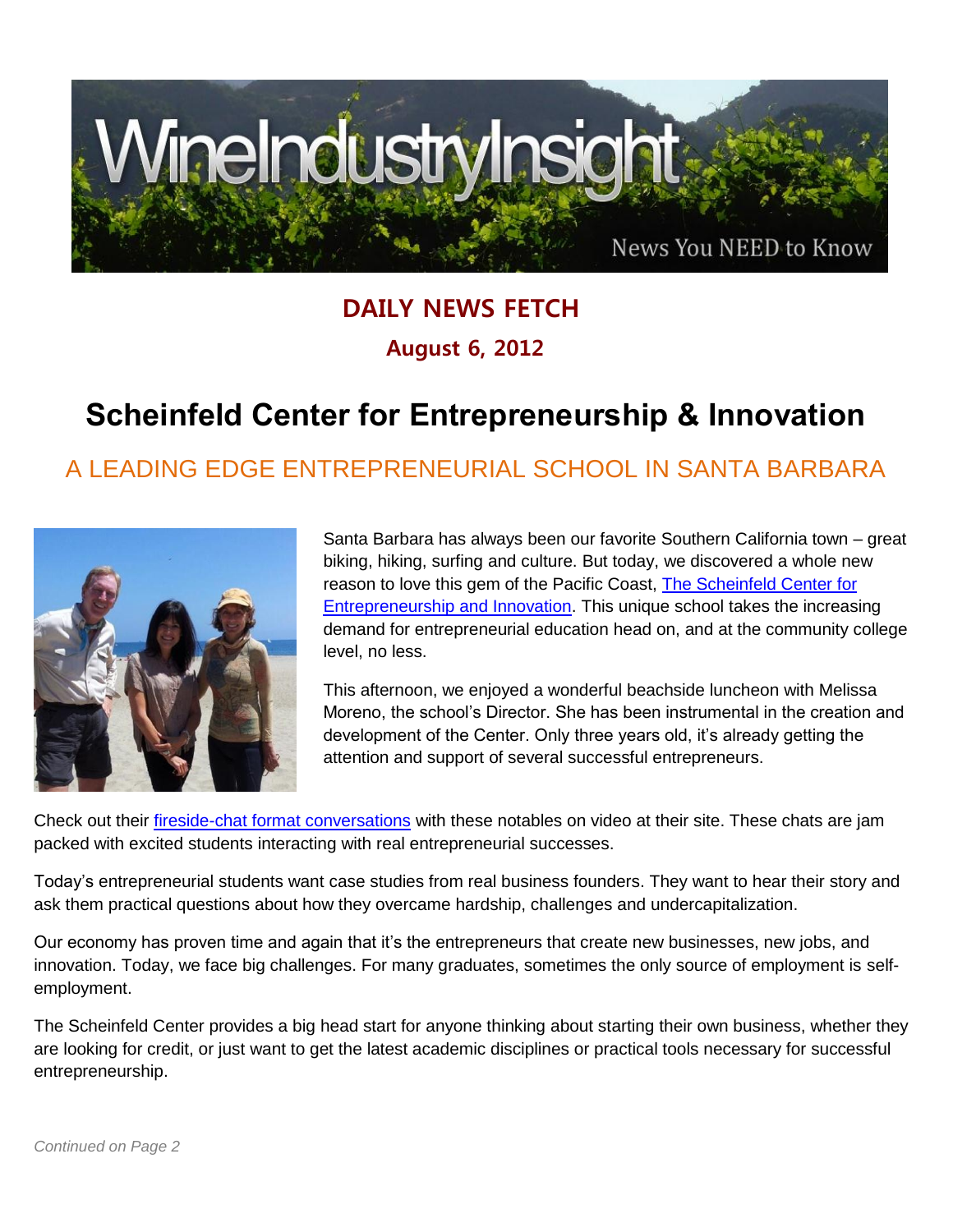WineIndustryInsight

News You NEED to Know

**DAILY NEWS FETCH**

**August 6, 2012**

# Scheinfeld Center for Entrepreneurship & Innovation

## A LEADING EDGE ENTREPRENEURIAL SCHOOL IN SANTA BARBARA

Santa Barbara has always been our favorite Southern California town – great biking, hiking, surfing and culture. But today, we discovered a whole new reason to love this gem of the Pacific Coast, [The Scheinfeld Center for Entrepreneurship and Innovation](). This unique school takes the increasing demand for entrepreneurial education head on, and at the community college level, no less.

This afternoon, we enjoyed a wonderful beachside luncheon with Melissa Moreno, the school's Director. She has been instrumental in the creation and development of the Center. Only three years old, it's already getting the attention and support of several successful entrepreneurs.

Check out their [fireside-chat format conversations]() with these notables on video at their site. These chats are jam packed with excited students interacting with real entrepreneurial successes.

Today's entrepreneurial students want case studies from real business founders. They want to hear their story and ask them practical questions about how they overcame hardship, challenges and undercapitalization.

Our economy has proven time and again that it's the entrepreneurs that create new businesses, new jobs, and innovation. Today, we face big challenges. For many graduates, sometimes the only source of employment is self-employment.

The Scheinfeld Center provides a big head start for anyone thinking about starting their own business, whether they are looking for credit, or just want to get the latest academic disciplines or practical tools necessary for successful entrepreneurship.

*Continued on Page 2*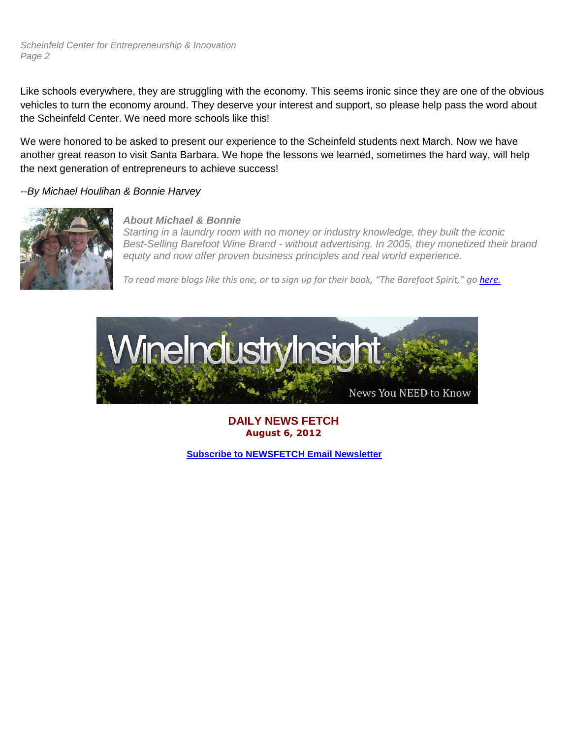Like schools everywhere, they are struggling with the economy. This seems ironic since they are one of the obvious vehicles to turn the economy around. They deserve your interest and support, so please help pass the word about the Scheinfeld Center. We need more schools like this!

We were honored to be asked to present our experience to the Scheinfeld students next March. Now we have another great reason to visit Santa Barbara. We hope the lessons we learned, sometimes the hard way, will help the next generation of entrepreneurs to achieve success!

*--By Michael Houlihan & Bonnie Harvey*

***About Michael & Bonnie***

*Starting in a laundry room with no money or industry knowledge, they built the iconic Best-Selling Barefoot Wine Brand - without advertising. In 2005, they monetized their brand equity and now offer proven business principles and real world experience.*

*To read more blogs like this one, or to sign up for their book, “The Barefoot Spirit,” go [here.](here.)*

WineIndustryInsight

News You NEED to Know

**DAILY NEWS FETCH**

**August 6, 2012**

**[Subscribe to NEWSFETCH Email Newsletter](Subscribe to NEWSFETCH Email Newsletter)**